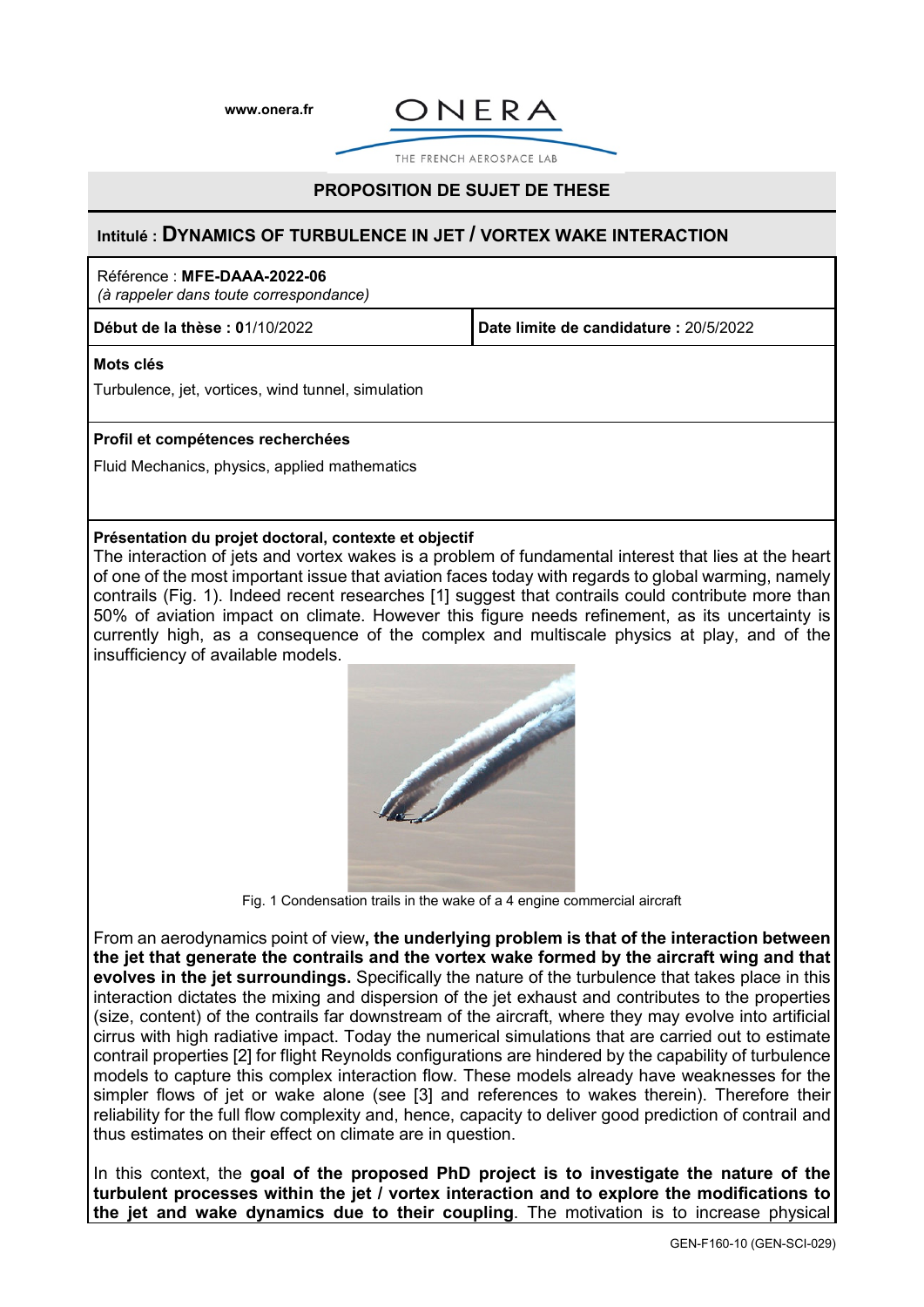www.onera.fr

ONERA

THE FRENCH AEROSPACE LAB

## PROPOSITION DE SUJET DE THESE

# Intitulé : DYNAMICS OF TURBULENCE IN JET / VORTEX WAKE INTERACTION

Référence : **MFE-DAAA-2022-06**
*(à rappeler dans toute correspondance)*

| **Début de la thèse : 0**1/10/2022 | **Date limite de candidature :** 20/5/2022 |
| --- | --- |

**Mots clés**

Turbulence, jet, vortices, wind tunnel, simulation

**Profil et compétences recherchées**

Fluid Mechanics, physics, applied mathematics

**Présentation du projet doctoral, contexte et objectif**

The interaction of jets and vortex wakes is a problem of fundamental interest that lies at the heart of one of the most important issue that aviation faces today with regards to global warming, namely contrails (Fig. 1). Indeed recent researches [1] suggest that contrails could contribute more than 50% of aviation impact on climate. However this figure needs refinement, as its uncertainty is currently high, as a consequence of the complex and multiscale physics at play, and of the insufficiency of available models.

Fig. 1 Condensation trails in the wake of a 4 engine commercial aircraft

From an aerodynamics point of view**, the underlying problem is that of the interaction between the jet that generate the contrails and the vortex wake formed by the aircraft wing and that evolves in the jet surroundings.** Specifically the nature of the turbulence that takes place in this interaction dictates the mixing and dispersion of the jet exhaust and contributes to the properties (size, content) of the contrails far downstream of the aircraft, where they may evolve into artificial cirrus with high radiative impact. Today the numerical simulations that are carried out to estimate contrail properties [2] for flight Reynolds configurations are hindered by the capability of turbulence models to capture this complex interaction flow. These models already have weaknesses for the simpler flows of jet or wake alone (see [3] and references to wakes therein). Therefore their reliability for the full flow complexity and, hence, capacity to deliver good prediction of contrail and thus estimates on their effect on climate are in question.

In this context, the **goal of the proposed PhD project is to investigate the nature of the turbulent processes within the jet / vortex interaction and to explore the modifications to the jet and wake dynamics due to their coupling**. The motivation is to increase physical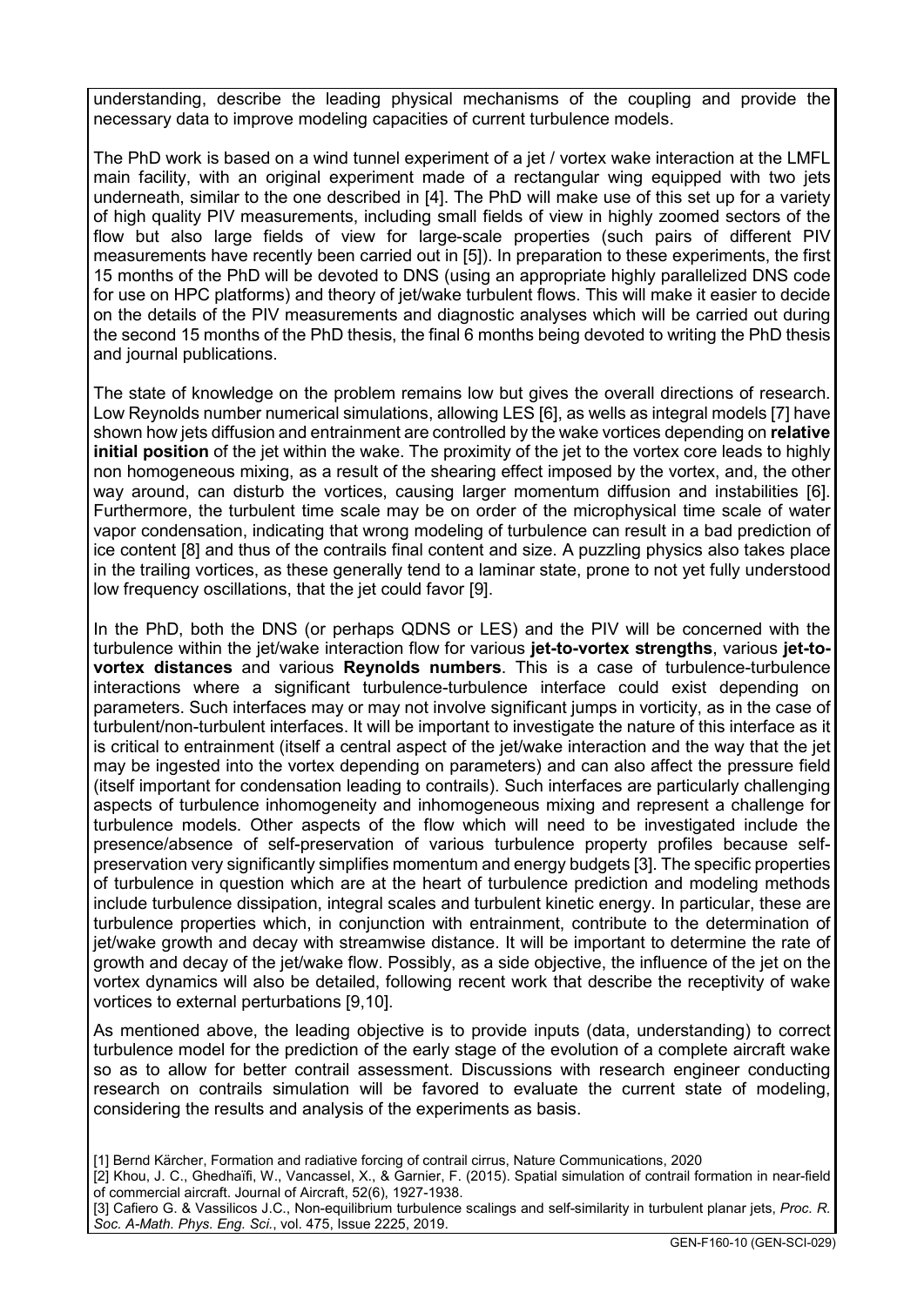understanding, describe the leading physical mechanisms of the coupling and provide the necessary data to improve modeling capacities of current turbulence models.

The PhD work is based on a wind tunnel experiment of a jet / vortex wake interaction at the LMFL main facility, with an original experiment made of a rectangular wing equipped with two jets underneath, similar to the one described in [4]. The PhD will make use of this set up for a variety of high quality PIV measurements, including small fields of view in highly zoomed sectors of the flow but also large fields of view for large-scale properties (such pairs of different PIV measurements have recently been carried out in [5]). In preparation to these experiments, the first 15 months of the PhD will be devoted to DNS (using an appropriate highly parallelized DNS code for use on HPC platforms) and theory of jet/wake turbulent flows. This will make it easier to decide on the details of the PIV measurements and diagnostic analyses which will be carried out during the second 15 months of the PhD thesis, the final 6 months being devoted to writing the PhD thesis and journal publications.

The state of knowledge on the problem remains low but gives the overall directions of research. Low Reynolds number numerical simulations, allowing LES [6], as wells as integral models [7] have shown how jets diffusion and entrainment are controlled by the wake vortices depending on **relative initial position** of the jet within the wake. The proximity of the jet to the vortex core leads to highly non homogeneous mixing, as a result of the shearing effect imposed by the vortex, and, the other way around, can disturb the vortices, causing larger momentum diffusion and instabilities [6]. Furthermore, the turbulent time scale may be on order of the microphysical time scale of water vapor condensation, indicating that wrong modeling of turbulence can result in a bad prediction of ice content [8] and thus of the contrails final content and size. A puzzling physics also takes place in the trailing vortices, as these generally tend to a laminar state, prone to not yet fully understood low frequency oscillations, that the jet could favor [9].

In the PhD, both the DNS (or perhaps QDNS or LES) and the PIV will be concerned with the turbulence within the jet/wake interaction flow for various **jet-to-vortex strengths**, various **jet-to-vortex distances** and various **Reynolds numbers**. This is a case of turbulence-turbulence interactions where a significant turbulence-turbulence interface could exist depending on parameters. Such interfaces may or may not involve significant jumps in vorticity, as in the case of turbulent/non-turbulent interfaces. It will be important to investigate the nature of this interface as it is critical to entrainment (itself a central aspect of the jet/wake interaction and the way that the jet may be ingested into the vortex depending on parameters) and can also affect the pressure field (itself important for condensation leading to contrails). Such interfaces are particularly challenging aspects of turbulence inhomogeneity and inhomogeneous mixing and represent a challenge for turbulence models. Other aspects of the flow which will need to be investigated include the presence/absence of self-preservation of various turbulence property profiles because self-preservation very significantly simplifies momentum and energy budgets [3]. The specific properties of turbulence in question which are at the heart of turbulence prediction and modeling methods include turbulence dissipation, integral scales and turbulent kinetic energy. In particular, these are turbulence properties which, in conjunction with entrainment, contribute to the determination of jet/wake growth and decay with streamwise distance. It will be important to determine the rate of growth and decay of the jet/wake flow. Possibly, as a side objective, the influence of the jet on the vortex dynamics will also be detailed, following recent work that describe the receptivity of wake vortices to external perturbations [9,10].

As mentioned above, the leading objective is to provide inputs (data, understanding) to correct turbulence model for the prediction of the early stage of the evolution of a complete aircraft wake so as to allow for better contrail assessment. Discussions with research engineer conducting research on contrails simulation will be favored to evaluate the current state of modeling, considering the results and analysis of the experiments as basis.

[1] Bernd Kärcher, Formation and radiative forcing of contrail cirrus, Nature Communications, 2020

[2] Khou, J. C., Ghedhaïfi, W., Vancassel, X., & Garnier, F. (2015). Spatial simulation of contrail formation in near-field of commercial aircraft. Journal of Aircraft, 52(6), 1927-1938.

[3] Cafiero G. & Vassilicos J.C., Non-equilibrium turbulence scalings and self-similarity in turbulent planar jets, *Proc. R. Soc. A-Math. Phys. Eng. Sci.*, vol. 475, Issue 2225, 2019.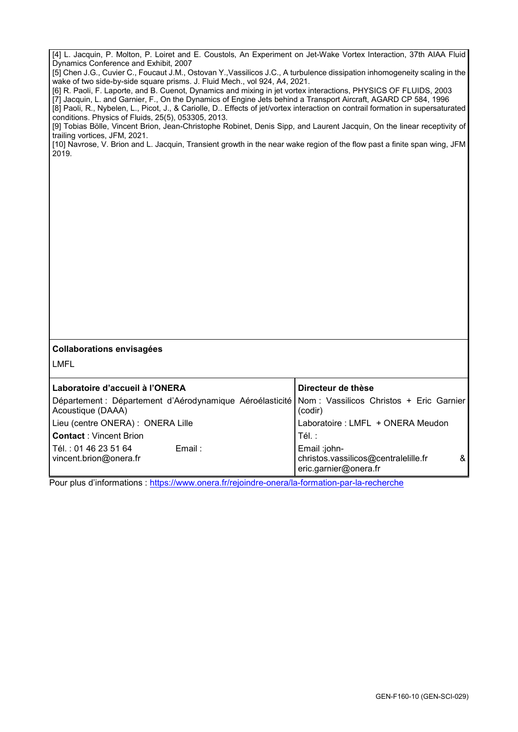[4] L. Jacquin, P. Molton, P. Loiret and E. Coustols, An Experiment on Jet-Wake Vortex Interaction, 37th AIAA Fluid Dynamics Conference and Exhibit, 2007

[5] Chen J.G., Cuvier C., Foucaut J.M., Ostovan Y.,Vassilicos J.C., A turbulence dissipation inhomogeneity scaling in the wake of two side-by-side square prisms. J. Fluid Mech., vol 924, A4, 2021.

[6] R. Paoli, F. Laporte, and B. Cuenot, Dynamics and mixing in jet vortex interactions, PHYSICS OF FLUIDS, 2003

[7] Jacquin, L. and Garnier, F., On the Dynamics of Engine Jets behind a Transport Aircraft, AGARD CP 584, 1996

[8] Paoli, R., Nybelen, L., Picot, J., & Cariolle, D.. Effects of jet/vortex interaction on contrail formation in supersaturated conditions. Physics of Fluids, 25(5), 053305, 2013.

[9] Tobias Bölle, Vincent Brion, Jean-Christophe Robinet, Denis Sipp, and Laurent Jacquin, On the linear receptivity of trailing vortices, JFM, 2021.

[10] Navrose, V. Brion and L. Jacquin, Transient growth in the near wake region of the flow past a finite span wing, JFM 2019.

**Collaborations envisagées**

LMFL

| | |
|---|---|
| **Laboratoire d'accueil à l'ONERA** | **Directeur de thèse** |
| Département : Département d'Aérodynamique Aéroélasticité Acoustique (DAAA) | Nom : Vassilicos Christos + Eric Garnier (codir) |
| Lieu (centre ONERA) : ONERA Lille | Laboratoire : LMFL + ONERA Meudon |
| **Contact** : Vincent Brion | Tél. : |
| Tél. : 01 46 23 51 64 Email : vincent.brion@onera.fr | Email :john-christos.vassilicos@centralelille.fr & eric.garnier@onera.fr |

Pour plus d'informations : https://www.onera.fr/rejoindre-onera/la-formation-par-la-recherche

GEN-F160-10 (GEN-SCI-029)